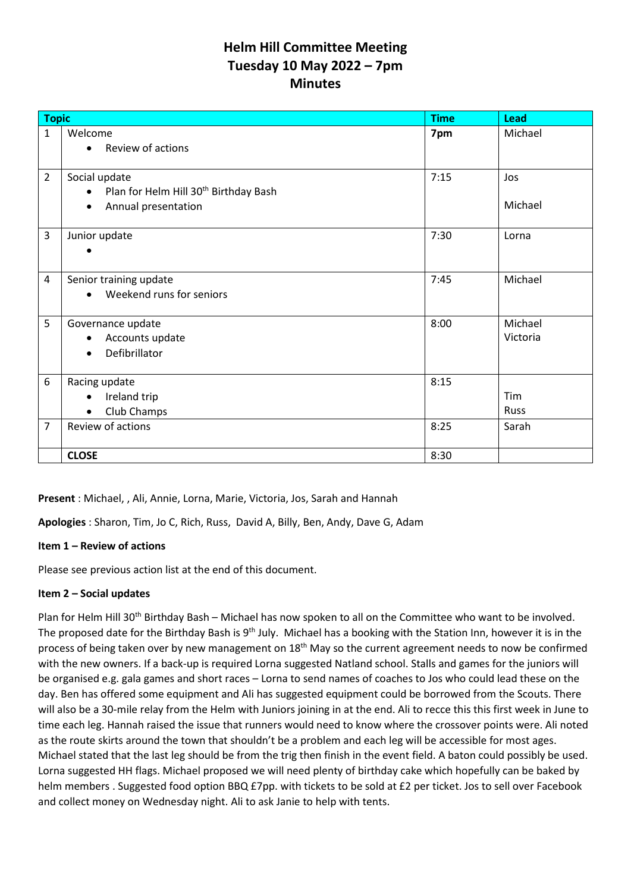# Helm Hill Committee Meeting
# Tuesday 10 May 2022 – 7pm
# Minutes

| | Topic | Time | Lead |
|---|---|---|---|
| 1 | Welcome<br>• Review of actions | **7pm** | Michael |
| 2 | Social update<br>• Plan for Helm Hill 30th Birthday Bash<br>• Annual presentation | 7:15 | Jos<br><br>Michael |
| 3 | Junior update<br>• | 7:30 | Lorna |
| 4 | Senior training update<br>• Weekend runs for seniors | 7:45 | Michael |
| 5 | Governance update<br>• Accounts update<br>• Defibrillator | 8:00 | Michael<br>Victoria |
| 6 | Racing update<br>• Ireland trip<br>• Club Champs | 8:15 | <br>Tim<br>Russ |
| 7 | Review of actions | 8:25 | Sarah |
| | **CLOSE** | 8:30 | |

**Present** : Michael, , Ali, Annie, Lorna, Marie, Victoria, Jos, Sarah and Hannah

**Apologies** : Sharon, Tim, Jo C, Rich, Russ, David A, Billy, Ben, Andy, Dave G, Adam

**Item 1 – Review of actions**

Please see previous action list at the end of this document.

**Item 2 – Social updates**

Plan for Helm Hill 30th Birthday Bash – Michael has now spoken to all on the Committee who want to be involved. The proposed date for the Birthday Bash is 9th July. Michael has a booking with the Station Inn, however it is in the process of being taken over by new management on 18th May so the current agreement needs to now be confirmed with the new owners. If a back-up is required Lorna suggested Natland school. Stalls and games for the juniors will be organised e.g. gala games and short races – Lorna to send names of coaches to Jos who could lead these on the day. Ben has offered some equipment and Ali has suggested equipment could be borrowed from the Scouts. There will also be a 30-mile relay from the Helm with Juniors joining in at the end. Ali to recce this this first week in June to time each leg. Hannah raised the issue that runners would need to know where the crossover points were. Ali noted as the route skirts around the town that shouldn't be a problem and each leg will be accessible for most ages. Michael stated that the last leg should be from the trig then finish in the event field. A baton could possibly be used. Lorna suggested HH flags. Michael proposed we will need plenty of birthday cake which hopefully can be baked by helm members . Suggested food option BBQ £7pp. with tickets to be sold at £2 per ticket. Jos to sell over Facebook and collect money on Wednesday night. Ali to ask Janie to help with tents.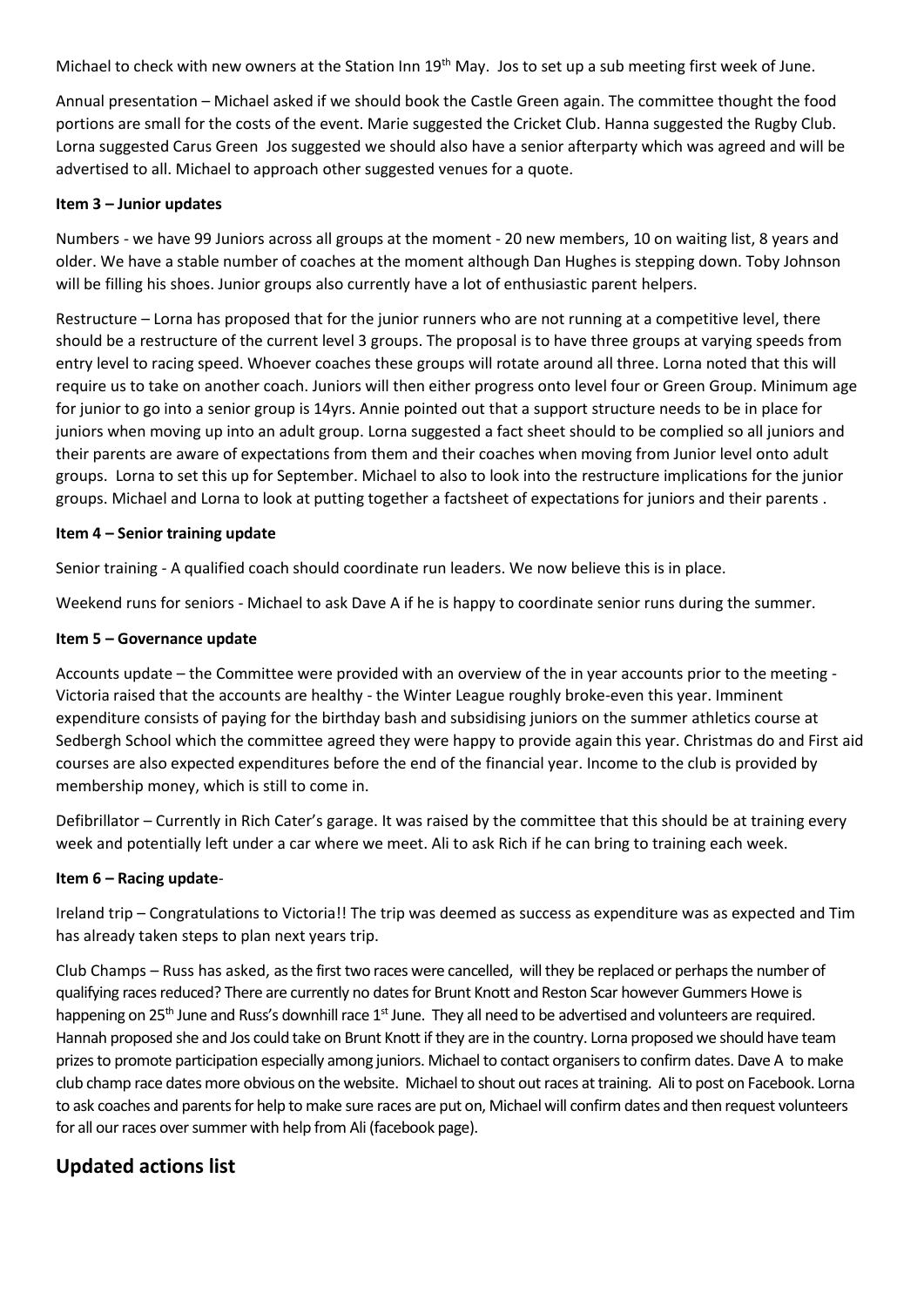Michael to check with new owners at the Station Inn 19th May. Jos to set up a sub meeting first week of June.

Annual presentation – Michael asked if we should book the Castle Green again. The committee thought the food portions are small for the costs of the event. Marie suggested the Cricket Club. Hanna suggested the Rugby Club. Lorna suggested Carus Green Jos suggested we should also have a senior afterparty which was agreed and will be advertised to all. Michael to approach other suggested venues for a quote.

**Item 3 – Junior updates**

Numbers - we have 99 Juniors across all groups at the moment - 20 new members, 10 on waiting list, 8 years and older. We have a stable number of coaches at the moment although Dan Hughes is stepping down. Toby Johnson will be filling his shoes. Junior groups also currently have a lot of enthusiastic parent helpers.

Restructure – Lorna has proposed that for the junior runners who are not running at a competitive level, there should be a restructure of the current level 3 groups. The proposal is to have three groups at varying speeds from entry level to racing speed. Whoever coaches these groups will rotate around all three. Lorna noted that this will require us to take on another coach. Juniors will then either progress onto level four or Green Group. Minimum age for junior to go into a senior group is 14yrs. Annie pointed out that a support structure needs to be in place for juniors when moving up into an adult group. Lorna suggested a fact sheet should to be complied so all juniors and their parents are aware of expectations from them and their coaches when moving from Junior level onto adult groups. Lorna to set this up for September. Michael to also to look into the restructure implications for the junior groups. Michael and Lorna to look at putting together a factsheet of expectations for juniors and their parents .

**Item 4 – Senior training update**

Senior training - A qualified coach should coordinate run leaders. We now believe this is in place.

Weekend runs for seniors - Michael to ask Dave A if he is happy to coordinate senior runs during the summer.

**Item 5 – Governance update**

Accounts update – the Committee were provided with an overview of the in year accounts prior to the meeting - Victoria raised that the accounts are healthy - the Winter League roughly broke-even this year. Imminent expenditure consists of paying for the birthday bash and subsidising juniors on the summer athletics course at Sedbergh School which the committee agreed they were happy to provide again this year. Christmas do and First aid courses are also expected expenditures before the end of the financial year. Income to the club is provided by membership money, which is still to come in.

Defibrillator – Currently in Rich Cater's garage. It was raised by the committee that this should be at training every week and potentially left under a car where we meet. Ali to ask Rich if he can bring to training each week.

**Item 6 – Racing update**-

Ireland trip – Congratulations to Victoria!! The trip was deemed as success as expenditure was as expected and Tim has already taken steps to plan next years trip.

Club Champs – Russ has asked, as the first two races were cancelled, will they be replaced or perhaps the number of qualifying races reduced? There are currently no dates for Brunt Knott and Reston Scar however Gummers Howe is happening on 25th June and Russ's downhill race 1st June. They all need to be advertised and volunteers are required. Hannah proposed she and Jos could take on Brunt Knott if they are in the country. Lorna proposed we should have team prizes to promote participation especially among juniors. Michael to contact organisers to confirm dates. Dave A to make club champ race dates more obvious on the website. Michael to shout out races at training. Ali to post on Facebook. Lorna to ask coaches and parents for help to make sure races are put on, Michael will confirm dates and then request volunteers for all our races over summer with help from Ali (facebook page).

## Updated actions list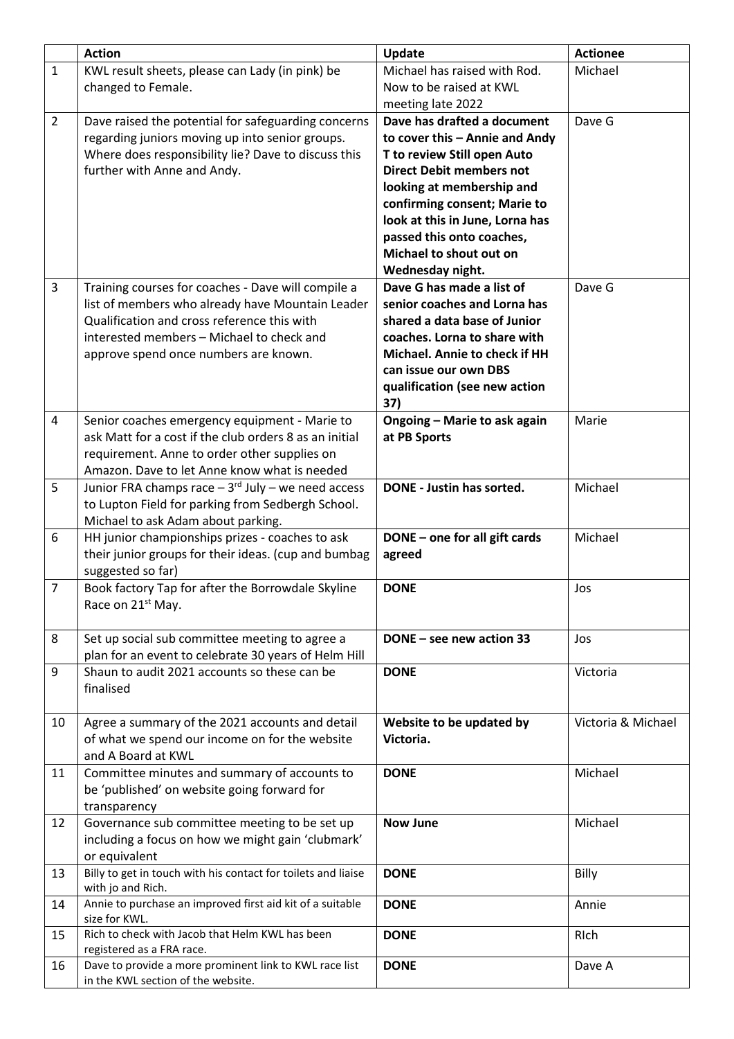| | **Action** | **Update** | **Actionee** |
|---|---|---|---|
| 1 | KWL result sheets, please can Lady (in pink) be changed to Female. | Michael has raised with Rod. Now to be raised at KWL meeting late 2022 | Michael |
| 2 | Dave raised the potential for safeguarding concerns regarding juniors moving up into senior groups. Where does responsibility lie? Dave to discuss this further with Anne and Andy. | **Dave has drafted a document to cover this – Annie and Andy T to review Still open Auto Direct Debit members not looking at membership and confirming consent; Marie to look at this in June, Lorna has passed this onto coaches, Michael to shout out on Wednesday night.** | Dave G |
| 3 | Training courses for coaches - Dave will compile a list of members who already have Mountain Leader Qualification and cross reference this with interested members – Michael to check and approve spend once numbers are known. | **Dave G has made a list of senior coaches and Lorna has shared a data base of Junior coaches. Lorna to share with Michael. Annie to check if HH can issue our own DBS qualification (see new action 37)** | Dave G |
| 4 | Senior coaches emergency equipment - Marie to ask Matt for a cost if the club orders 8 as an initial requirement. Anne to order other supplies on Amazon. Dave to let Anne know what is needed | **Ongoing – Marie to ask again at PB Sports** | Marie |
| 5 | Junior FRA champs race – 3rd July – we need access to Lupton Field for parking from Sedbergh School. Michael to ask Adam about parking. | **DONE - Justin has sorted.** | Michael |
| 6 | HH junior championships prizes - coaches to ask their junior groups for their ideas. (cup and bumbag suggested so far) | **DONE – one for all gift cards agreed** | Michael |
| 7 | Book factory Tap for after the Borrowdale Skyline Race on 21st May. | **DONE** | Jos |
| 8 | Set up social sub committee meeting to agree a plan for an event to celebrate 30 years of Helm Hill | **DONE – see new action 33** | Jos |
| 9 | Shaun to audit 2021 accounts so these can be finalised | **DONE** | Victoria |
| 10 | Agree a summary of the 2021 accounts and detail of what we spend our income on for the website and A Board at KWL | **Website to be updated by Victoria.** | Victoria & Michael |
| 11 | Committee minutes and summary of accounts to be 'published' on website going forward for transparency | **DONE** | Michael |
| 12 | Governance sub committee meeting to be set up including a focus on how we might gain 'clubmark' or equivalent | **Now June** | Michael |
| 13 | Billy to get in touch with his contact for toilets and liaise with jo and Rich. | **DONE** | Billy |
| 14 | Annie to purchase an improved first aid kit of a suitable size for KWL. | **DONE** | Annie |
| 15 | Rich to check with Jacob that Helm KWL has been registered as a FRA race. | **DONE** | RIch |
| 16 | Dave to provide a more prominent link to KWL race list in the KWL section of the website. | **DONE** | Dave A |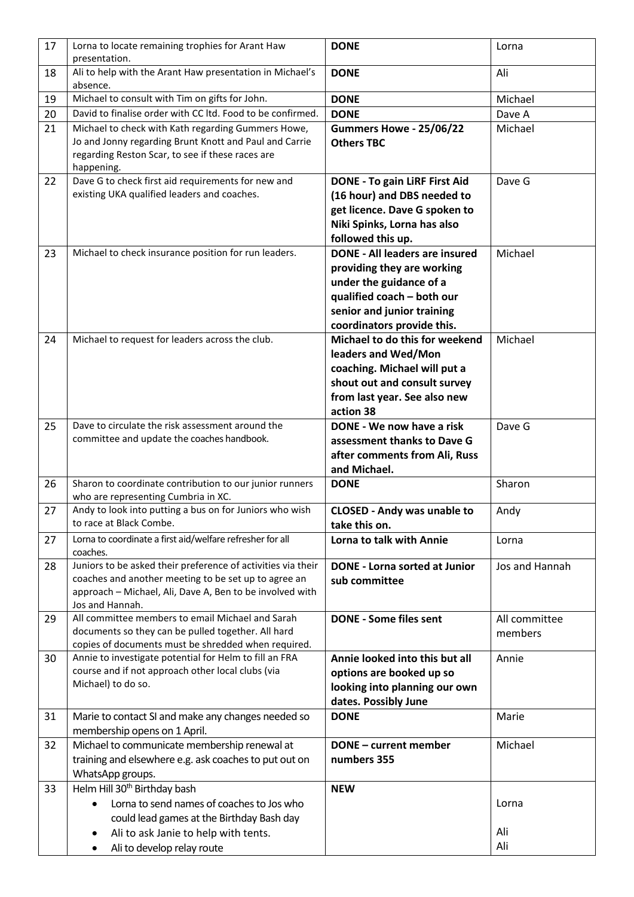| 17 | Lorna to locate remaining trophies for Arant Haw presentation. | **DONE** | Lorna |
|---|---|---|---|
| 18 | Ali to help with the Arant Haw presentation in Michael's absence. | **DONE** | Ali |
| 19 | Michael to consult with Tim on gifts for John. | **DONE** | Michael |
| 20 | David to finalise order with CC ltd. Food to be confirmed. | **DONE** | Dave A |
| 21 | Michael to check with Kath regarding Gummers Howe, Jo and Jonny regarding Brunt Knott and Paul and Carrie regarding Reston Scar, to see if these races are happening. | **Gummers Howe - 25/06/22 Others TBC** | Michael |
| 22 | Dave G to check first aid requirements for new and existing UKA qualified leaders and coaches. | **DONE - To gain LiRF First Aid (16 hour) and DBS needed to get licence. Dave G spoken to Niki Spinks, Lorna has also followed this up.** | Dave G |
| 23 | Michael to check insurance position for run leaders. | **DONE - All leaders are insured providing they are working under the guidance of a qualified coach – both our senior and junior training coordinators provide this.** | Michael |
| 24 | Michael to request for leaders across the club. | **Michael to do this for weekend leaders and Wed/Mon coaching. Michael will put a shout out and consult survey from last year. See also new action 38** | Michael |
| 25 | Dave to circulate the risk assessment around the committee and update the coaches handbook. | **DONE - We now have a risk assessment thanks to Dave G after comments from Ali, Russ and Michael.** | Dave G |
| 26 | Sharon to coordinate contribution to our junior runners who are representing Cumbria in XC. | **DONE** | Sharon |
| 27 | Andy to look into putting a bus on for Juniors who wish to race at Black Combe. | **CLOSED - Andy was unable to take this on.** | Andy |
| 27 | Lorna to coordinate a first aid/welfare refresher for all coaches. | **Lorna to talk with Annie** | Lorna |
| 28 | Juniors to be asked their preference of activities via their coaches and another meeting to be set up to agree an approach – Michael, Ali, Dave A, Ben to be involved with Jos and Hannah. | **DONE - Lorna sorted at Junior sub committee** | Jos and Hannah |
| 29 | All committee members to email Michael and Sarah documents so they can be pulled together. All hard copies of documents must be shredded when required. | **DONE - Some files sent** | All committee members |
| 30 | Annie to investigate potential for Helm to fill an FRA course and if not approach other local clubs (via Michael) to do so. | **Annie looked into this but all options are booked up so looking into planning our own dates. Possibly June** | Annie |
| 31 | Marie to contact SI and make any changes needed so membership opens on 1 April. | **DONE** | Marie |
| 32 | Michael to communicate membership renewal at training and elsewhere e.g. ask coaches to put out on WhatsApp groups. | **DONE – current member numbers 355** | Michael |
| 33 | Helm Hill 30th Birthday bash<br>• Lorna to send names of coaches to Jos who could lead games at the Birthday Bash day<br>• Ali to ask Janie to help with tents.<br>• Ali to develop relay route | **NEW** | Lorna<br>Ali<br>Ali |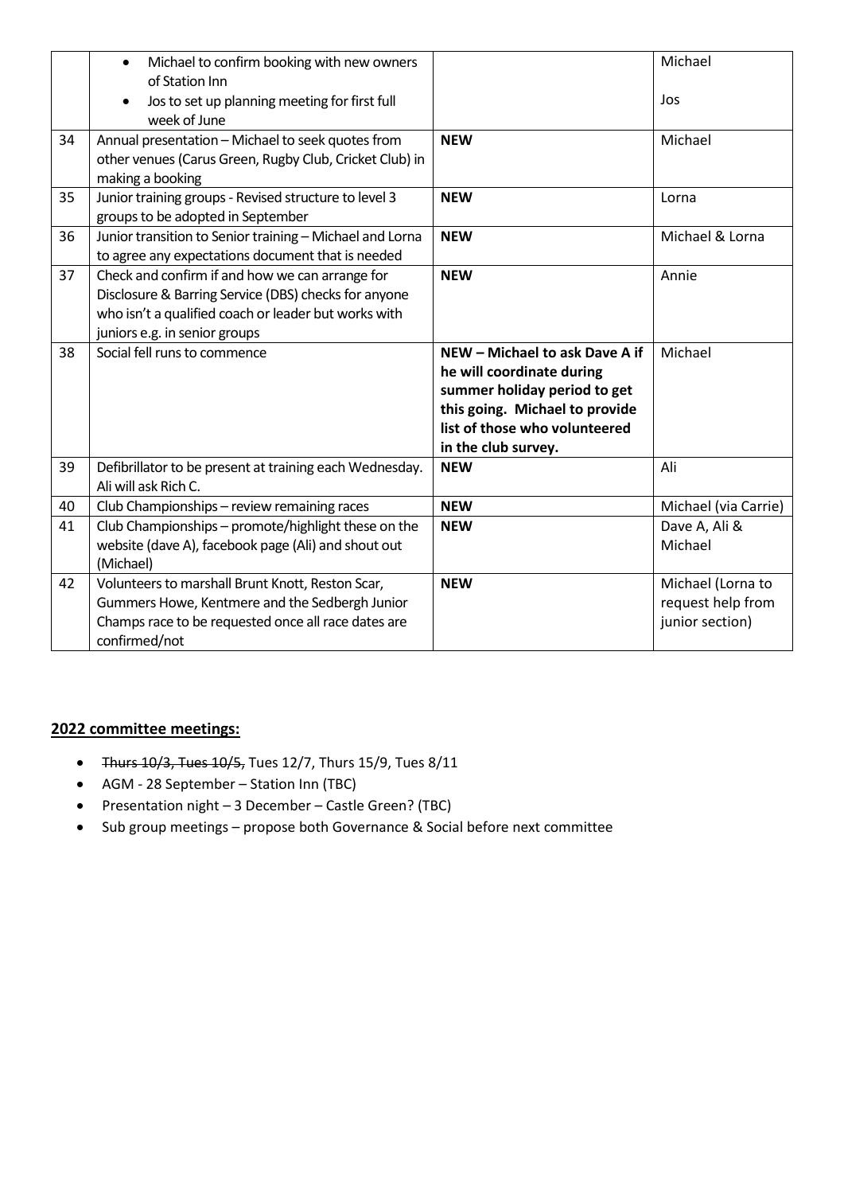| | | | |
|---|---|---|---|
| | • Michael to confirm booking with new owners of Station Inn<br>• Jos to set up planning meeting for first full week of June | | Michael<br><br>Jos |
| 34 | Annual presentation – Michael to seek quotes from other venues (Carus Green, Rugby Club, Cricket Club) in making a booking | **NEW** | Michael |
| 35 | Junior training groups - Revised structure to level 3 groups to be adopted in September | **NEW** | Lorna |
| 36 | Junior transition to Senior training – Michael and Lorna to agree any expectations document that is needed | **NEW** | Michael & Lorna |
| 37 | Check and confirm if and how we can arrange for Disclosure & Barring Service (DBS) checks for anyone who isn't a qualified coach or leader but works with juniors e.g. in senior groups | **NEW** | Annie |
| 38 | Social fell runs to commence | **NEW – Michael to ask Dave A if he will coordinate during summer holiday period to get this going. Michael to provide list of those who volunteered in the club survey.** | Michael |
| 39 | Defibrillator to be present at training each Wednesday. Ali will ask Rich C. | **NEW** | Ali |
| 40 | Club Championships – review remaining races | **NEW** | Michael (via Carrie) |
| 41 | Club Championships – promote/highlight these on the website (dave A), facebook page (Ali) and shout out (Michael) | **NEW** | Dave A, Ali & Michael |
| 42 | Volunteers to marshall Brunt Knott, Reston Scar, Gummers Howe, Kentmere and the Sedbergh Junior Champs race to be requested once all race dates are confirmed/not | **NEW** | Michael (Lorna to request help from junior section) |

**2022 committee meetings:**

- ~~Thurs 10/3, Tues 10/5,~~ Tues 12/7, Thurs 15/9, Tues 8/11
- AGM - 28 September – Station Inn (TBC)
- Presentation night – 3 December – Castle Green? (TBC)
- Sub group meetings – propose both Governance & Social before next committee